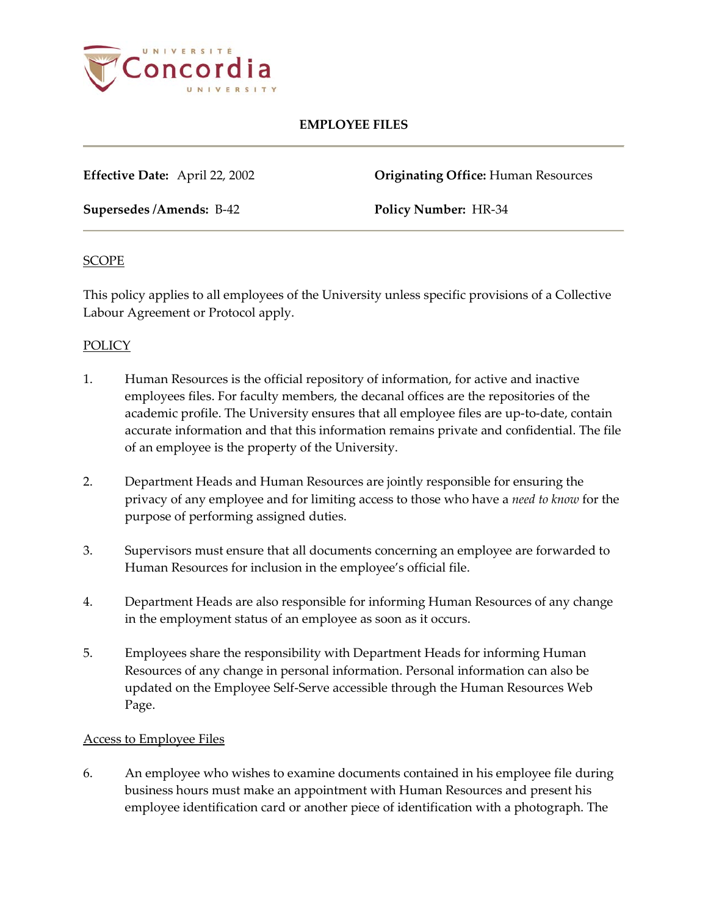# EMPLOYEE FILES

**Effective Date:** April 22, 2002

**Originating Office:** Human Resources

**Supersedes /Amends:** B-42

**Policy Number:** HR-34

## SCOPE

This policy applies to all employees of the University unless specific provisions of a Collective Labour Agreement or Protocol apply.

## POLICY

1. Human Resources is the official repository of information, for active and inactive employees files. For faculty members, the decanal offices are the repositories of the academic profile. The University ensures that all employee files are up-to-date, contain accurate information and that this information remains private and confidential. The file of an employee is the property of the University.

2. Department Heads and Human Resources are jointly responsible for ensuring the privacy of any employee and for limiting access to those who have a *need to know* for the purpose of performing assigned duties.

3. Supervisors must ensure that all documents concerning an employee are forwarded to Human Resources for inclusion in the employee's official file.

4. Department Heads are also responsible for informing Human Resources of any change in the employment status of an employee as soon as it occurs.

5. Employees share the responsibility with Department Heads for informing Human Resources of any change in personal information. Personal information can also be updated on the Employee Self-Serve accessible through the Human Resources Web Page.

### Access to Employee Files

6. An employee who wishes to examine documents contained in his employee file during business hours must make an appointment with Human Resources and present his employee identification card or another piece of identification with a photograph. The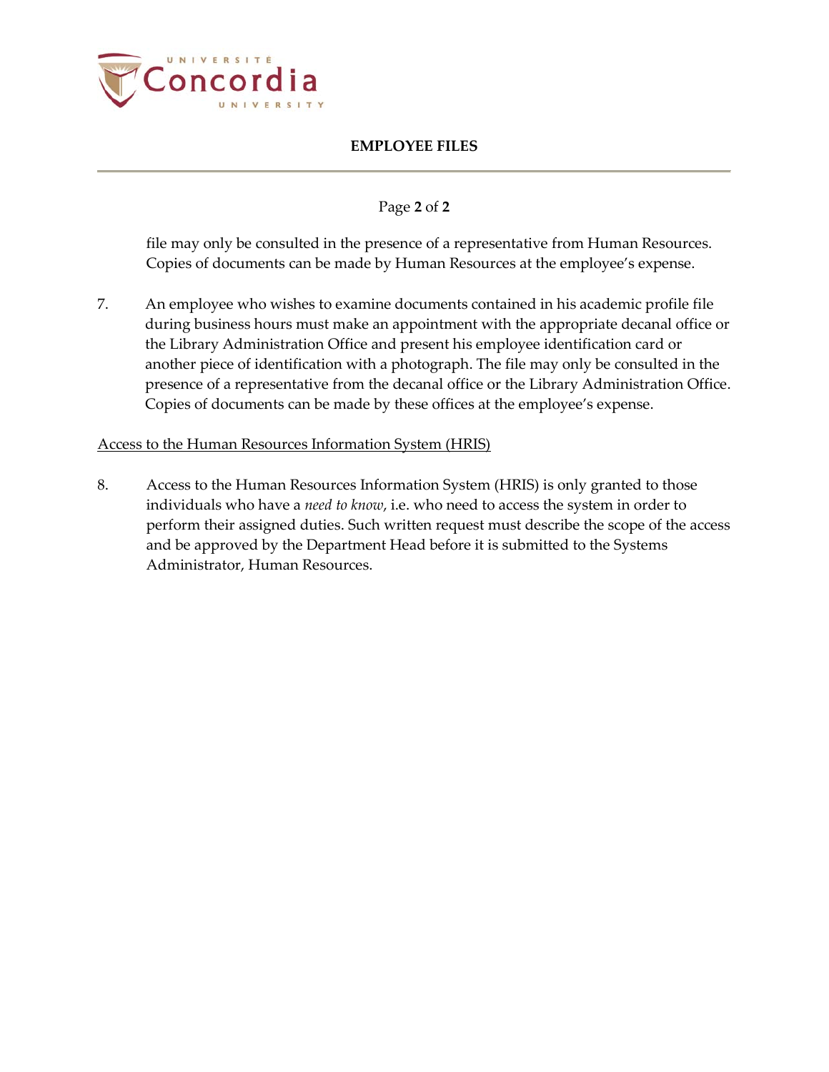file may only be consulted in the presence of a representative from Human Resources. Copies of documents can be made by Human Resources at the employee's expense.

7. An employee who wishes to examine documents contained in his academic profile file during business hours must make an appointment with the appropriate decanal office or the Library Administration Office and present his employee identification card or another piece of identification with a photograph. The file may only be consulted in the presence of a representative from the decanal office or the Library Administration Office. Copies of documents can be made by these offices at the employee's expense.

Access to the Human Resources Information System (HRIS)

8. Access to the Human Resources Information System (HRIS) is only granted to those individuals who have a *need to know*, i.e. who need to access the system in order to perform their assigned duties. Such written request must describe the scope of the access and be approved by the Department Head before it is submitted to the Systems Administrator, Human Resources.